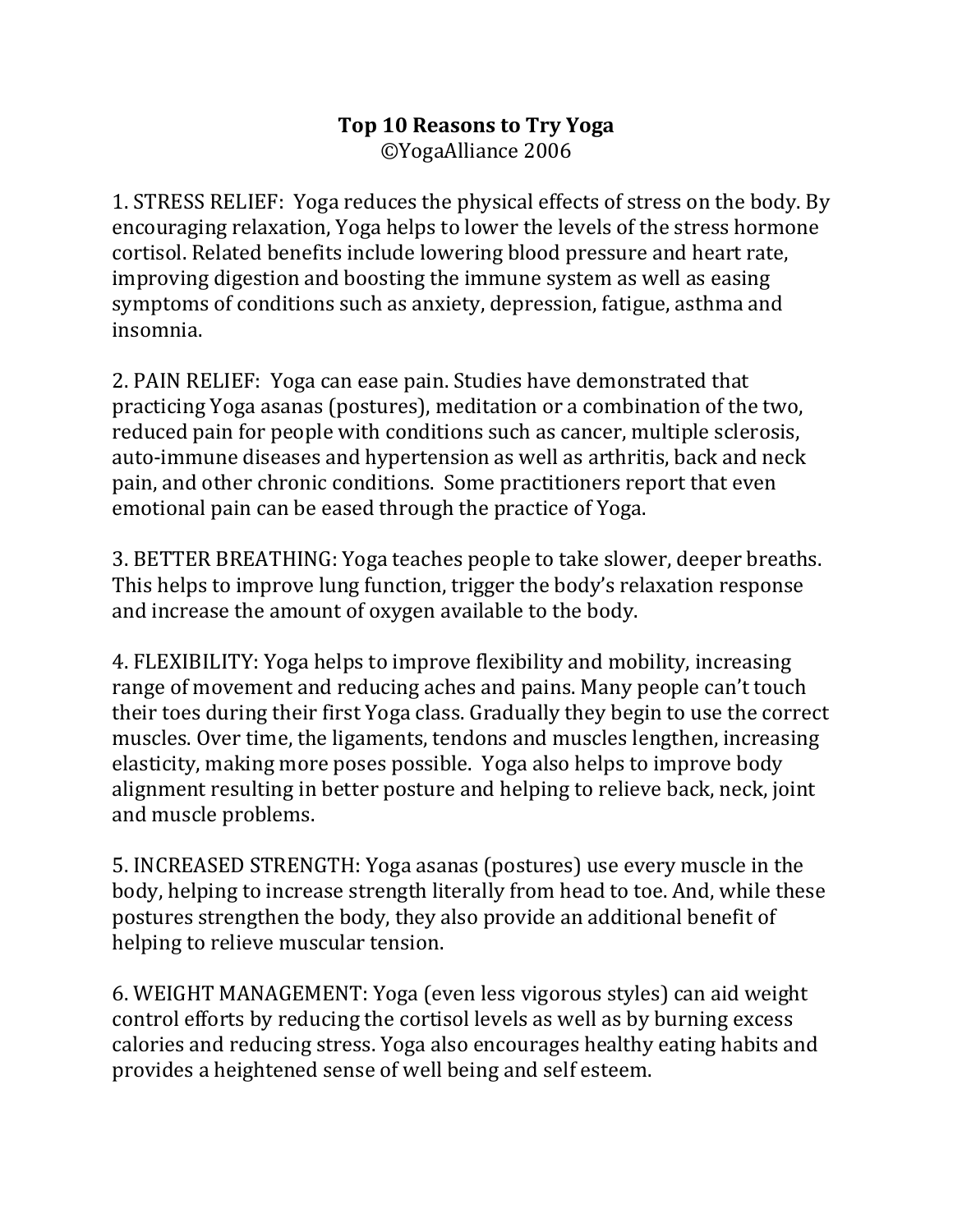# Top 10 Reasons to Try Yoga

©YogaAlliance 2006

1. STRESS RELIEF: Yoga reduces the physical effects of stress on the body. By encouraging relaxation, Yoga helps to lower the levels of the stress hormone cortisol. Related benefits include lowering blood pressure and heart rate, improving digestion and boosting the immune system as well as easing symptoms of conditions such as anxiety, depression, fatigue, asthma and insomnia.

2. PAIN RELIEF: Yoga can ease pain. Studies have demonstrated that practicing Yoga asanas (postures), meditation or a combination of the two, reduced pain for people with conditions such as cancer, multiple sclerosis, auto-immune diseases and hypertension as well as arthritis, back and neck pain, and other chronic conditions. Some practitioners report that even emotional pain can be eased through the practice of Yoga.

3. BETTER BREATHING: Yoga teaches people to take slower, deeper breaths. This helps to improve lung function, trigger the body's relaxation response and increase the amount of oxygen available to the body.

4. FLEXIBILITY: Yoga helps to improve flexibility and mobility, increasing range of movement and reducing aches and pains. Many people can't touch their toes during their first Yoga class. Gradually they begin to use the correct muscles. Over time, the ligaments, tendons and muscles lengthen, increasing elasticity, making more poses possible. Yoga also helps to improve body alignment resulting in better posture and helping to relieve back, neck, joint and muscle problems.

5. INCREASED STRENGTH: Yoga asanas (postures) use every muscle in the body, helping to increase strength literally from head to toe. And, while these postures strengthen the body, they also provide an additional benefit of helping to relieve muscular tension.

6. WEIGHT MANAGEMENT: Yoga (even less vigorous styles) can aid weight control efforts by reducing the cortisol levels as well as by burning excess calories and reducing stress. Yoga also encourages healthy eating habits and provides a heightened sense of well being and self esteem.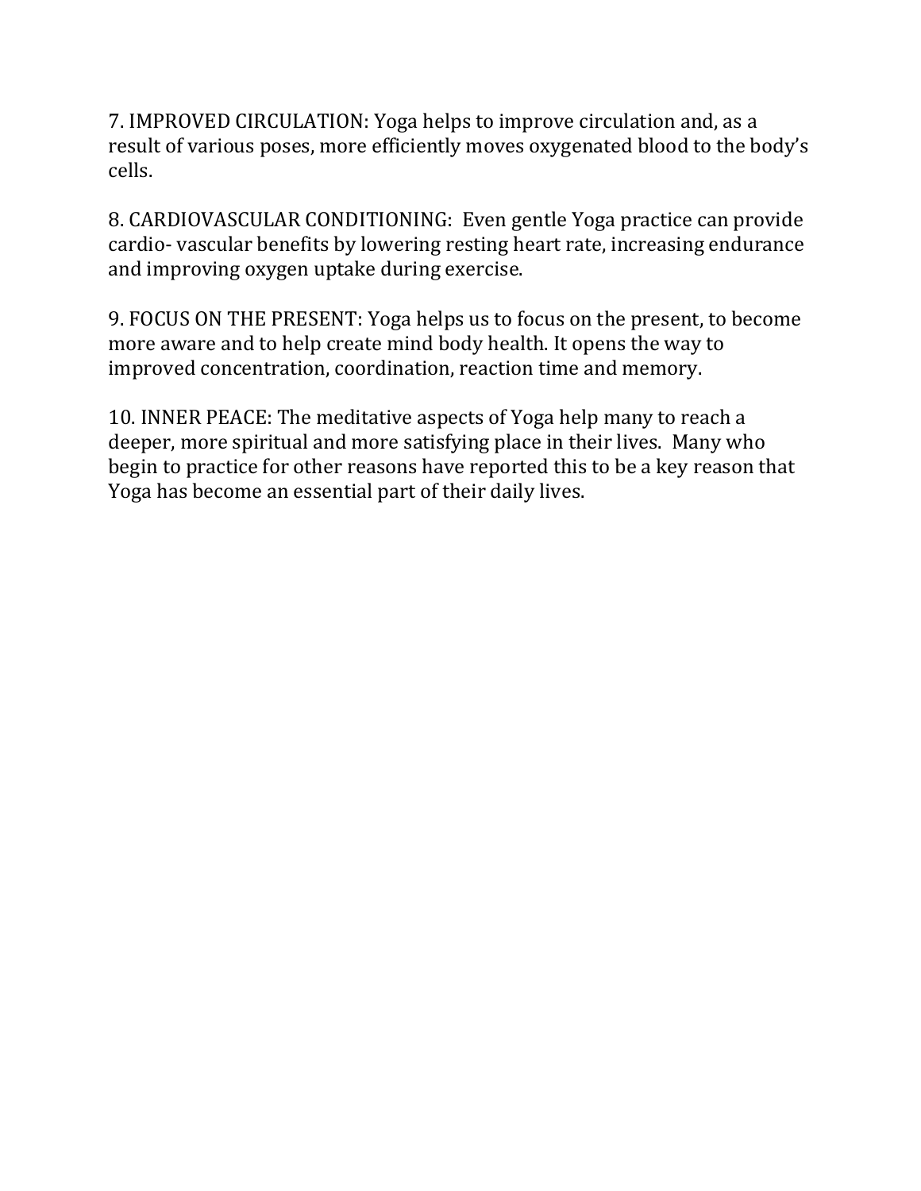7. IMPROVED CIRCULATION: Yoga helps to improve circulation and, as a result of various poses, more efficiently moves oxygenated blood to the body's cells.

8. CARDIOVASCULAR CONDITIONING: Even gentle Yoga practice can provide cardio- vascular benefits by lowering resting heart rate, increasing endurance and improving oxygen uptake during exercise.

9. FOCUS ON THE PRESENT: Yoga helps us to focus on the present, to become more aware and to help create mind body health. It opens the way to improved concentration, coordination, reaction time and memory.

10. INNER PEACE: The meditative aspects of Yoga help many to reach a deeper, more spiritual and more satisfying place in their lives. Many who begin to practice for other reasons have reported this to be a key reason that Yoga has become an essential part of their daily lives.